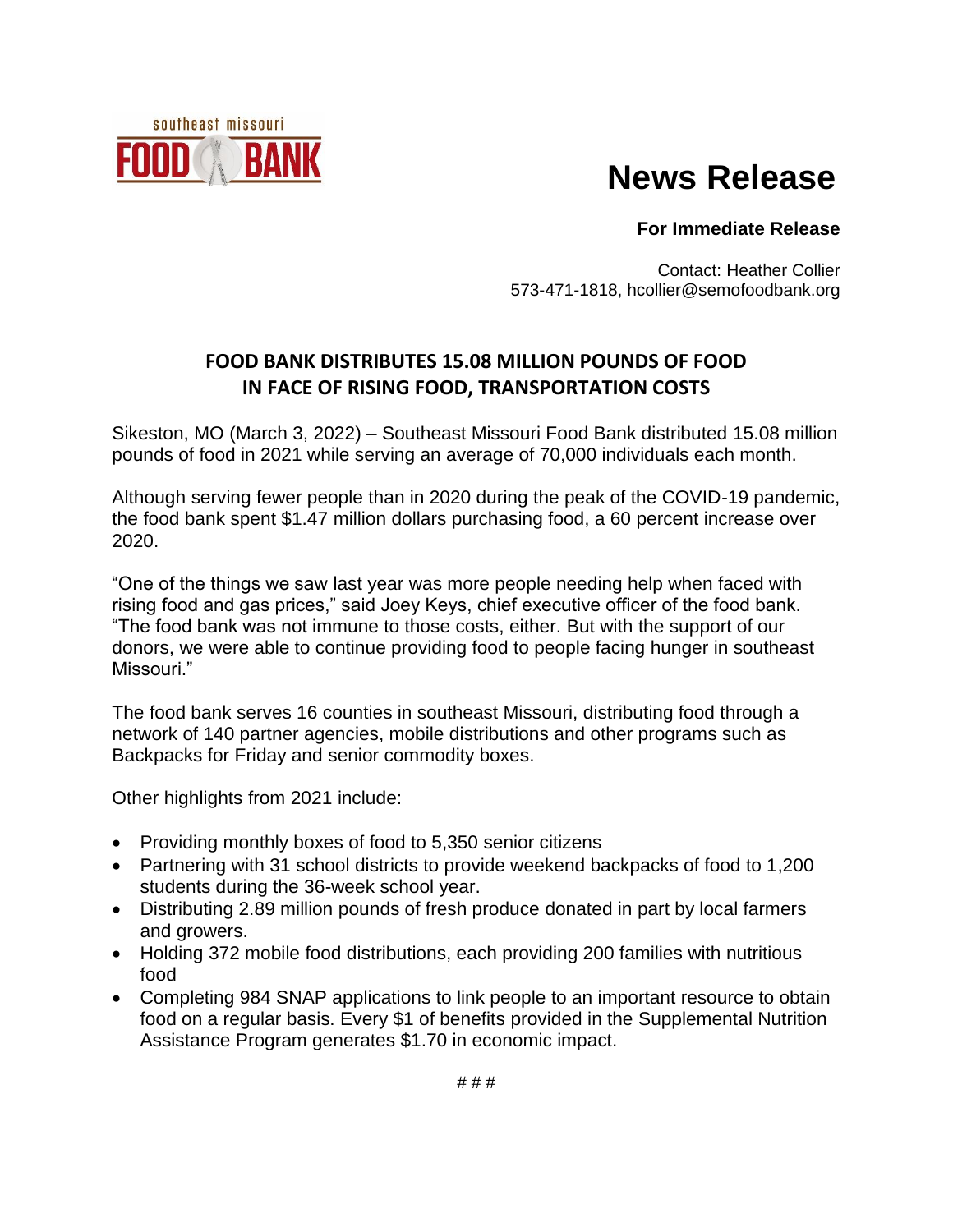southeast missouri FOOD BANK

# News Release

**For Immediate Release**

Contact: Heather Collier
573-471-1818, hcollier@semofoodbank.org

## FOOD BANK DISTRIBUTES 15.08 MILLION POUNDS OF FOOD IN FACE OF RISING FOOD, TRANSPORTATION COSTS

Sikeston, MO (March 3, 2022) – Southeast Missouri Food Bank distributed 15.08 million pounds of food in 2021 while serving an average of 70,000 individuals each month.

Although serving fewer people than in 2020 during the peak of the COVID-19 pandemic, the food bank spent $1.47 million dollars purchasing food, a 60 percent increase over 2020.

"One of the things we saw last year was more people needing help when faced with rising food and gas prices," said Joey Keys, chief executive officer of the food bank. "The food bank was not immune to those costs, either. But with the support of our donors, we were able to continue providing food to people facing hunger in southeast Missouri."

The food bank serves 16 counties in southeast Missouri, distributing food through a network of 140 partner agencies, mobile distributions and other programs such as Backpacks for Friday and senior commodity boxes.

Other highlights from 2021 include:

- Providing monthly boxes of food to 5,350 senior citizens
- Partnering with 31 school districts to provide weekend backpacks of food to 1,200 students during the 36-week school year.
- Distributing 2.89 million pounds of fresh produce donated in part by local farmers and growers.
- Holding 372 mobile food distributions, each providing 200 families with nutritious food
- Completing 984 SNAP applications to link people to an important resource to obtain food on a regular basis. Every $1 of benefits provided in the Supplemental Nutrition Assistance Program generates $1.70 in economic impact.

# # #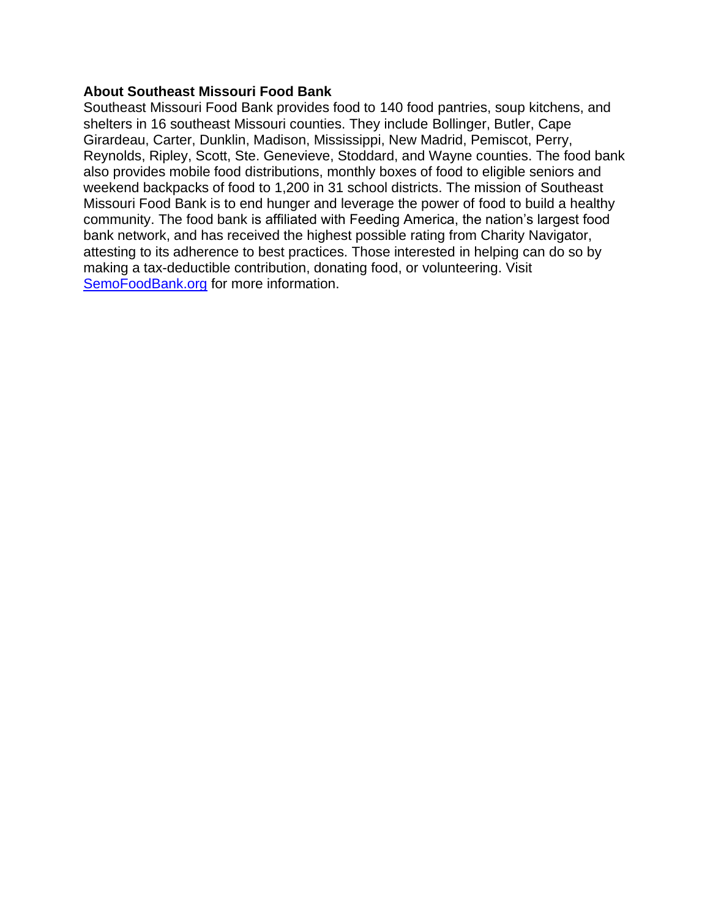**About Southeast Missouri Food Bank**

Southeast Missouri Food Bank provides food to 140 food pantries, soup kitchens, and shelters in 16 southeast Missouri counties. They include Bollinger, Butler, Cape Girardeau, Carter, Dunklin, Madison, Mississippi, New Madrid, Pemiscot, Perry, Reynolds, Ripley, Scott, Ste. Genevieve, Stoddard, and Wayne counties. The food bank also provides mobile food distributions, monthly boxes of food to eligible seniors and weekend backpacks of food to 1,200 in 31 school districts. The mission of Southeast Missouri Food Bank is to end hunger and leverage the power of food to build a healthy community. The food bank is affiliated with Feeding America, the nation's largest food bank network, and has received the highest possible rating from Charity Navigator, attesting to its adherence to best practices. Those interested in helping can do so by making a tax-deductible contribution, donating food, or volunteering. Visit SemoFoodBank.org for more information.